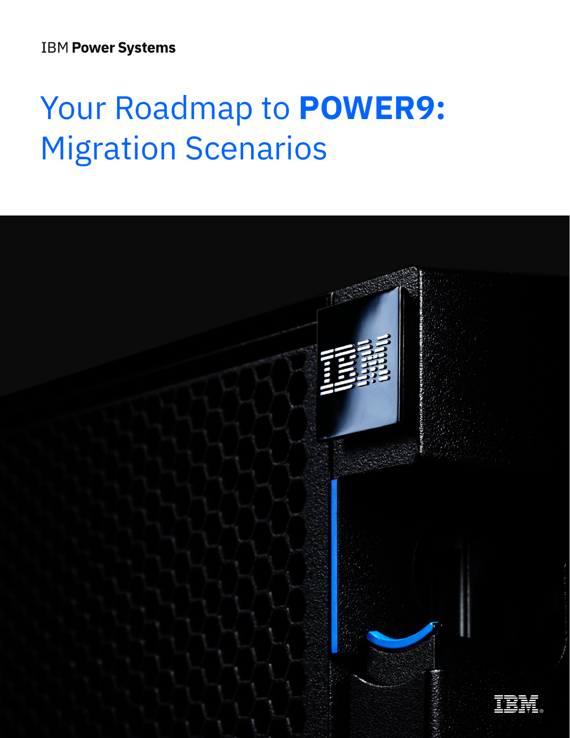IBM **Power Systems**

# Your Roadmap to **POWER9:** Migration Scenarios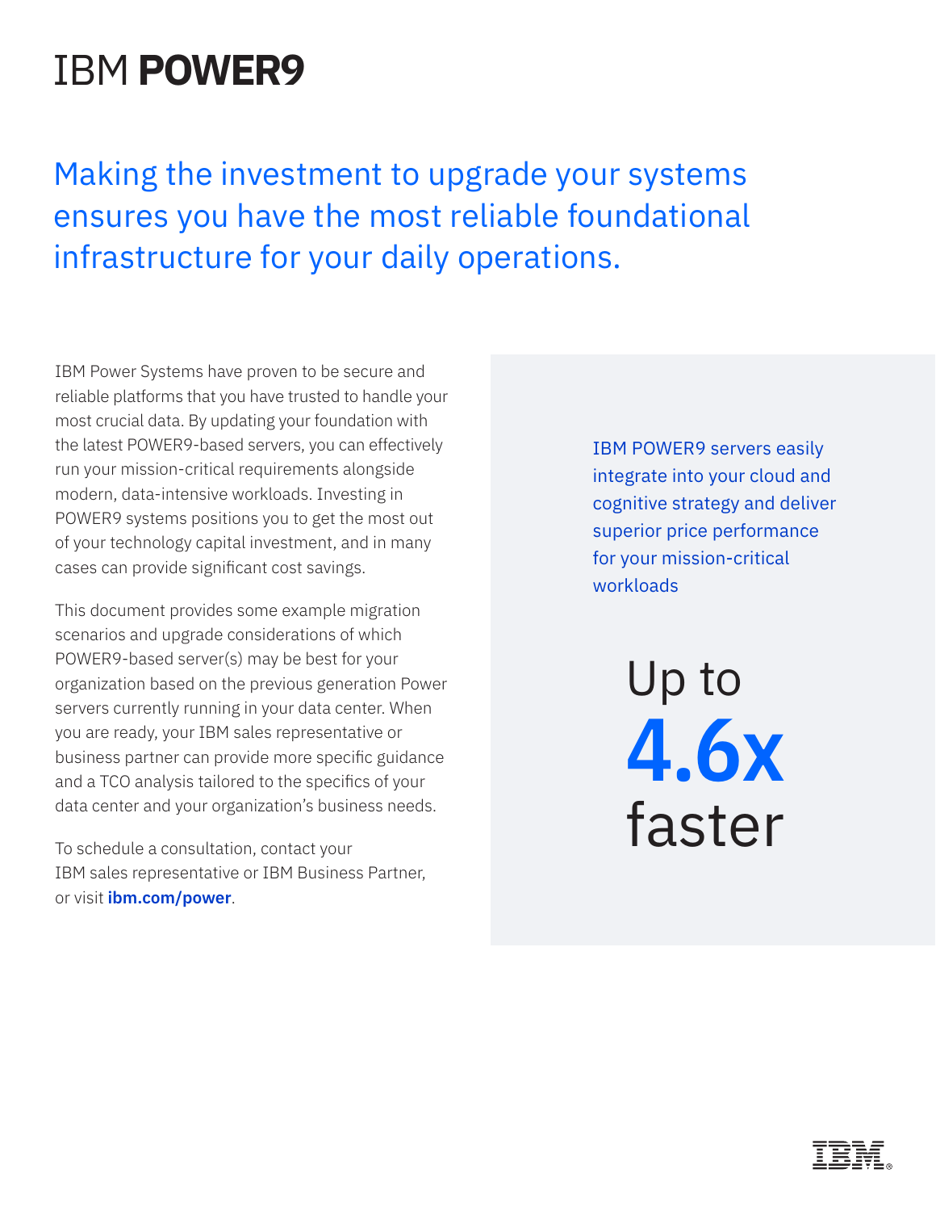# IBM **POWER9**

## Making the investment to upgrade your systems ensures you have the most reliable foundational infrastructure for your daily operations.

IBM Power Systems have proven to be secure and reliable platforms that you have trusted to handle your most crucial data. By updating your foundation with the latest POWER9-based servers, you can effectively run your mission-critical requirements alongside modern, data-intensive workloads. Investing in POWER9 systems positions you to get the most out of your technology capital investment, and in many cases can provide significant cost savings.

This document provides some example migration scenarios and upgrade considerations of which POWER9-based server(s) may be best for your organization based on the previous generation Power servers currently running in your data center. When you are ready, your IBM sales representative or business partner can provide more specific guidance and a TCO analysis tailored to the specifics of your data center and your organization's business needs.

To schedule a consultation, contact your IBM sales representative or IBM Business Partner, or visit **ibm.com/power**.

IBM POWER9 servers easily integrate into your cloud and cognitive strategy and deliver superior price performance for your mission-critical workloads

Up to **4.6x** faster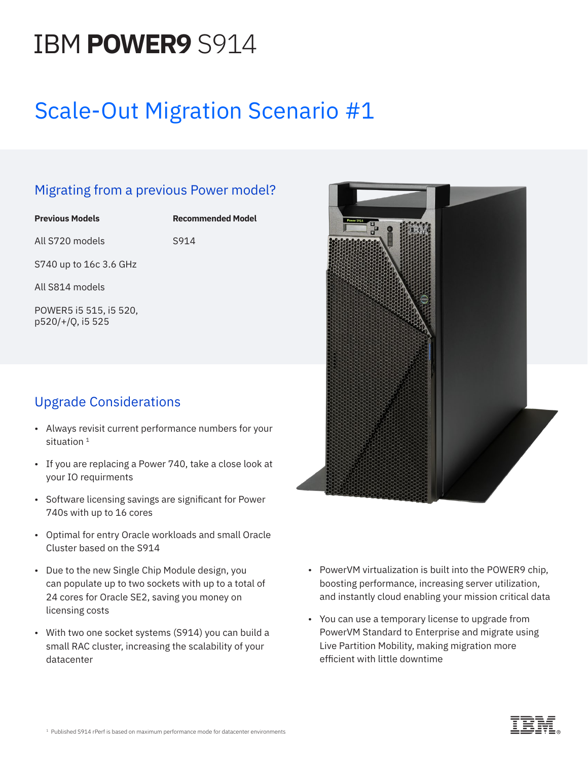# IBM **POWER9** S914

## Scale-Out Migration Scenario #1

### Migrating from a previous Power model?

| Previous Models | Recommended Model |
| --- | --- |
| All S720 models | S914 |
| S740 up to 16c 3.6 GHz | |
| All S814 models | |
| POWER5 i5 515, i5 520, p520/+/Q, i5 525 | |

### Upgrade Considerations

- Always revisit current performance numbers for your situation [1]
- If you are replacing a Power 740, take a close look at your IO requirments
- Software licensing savings are significant for Power 740s with up to 16 cores
- Optimal for entry Oracle workloads and small Oracle Cluster based on the S914
- Due to the new Single Chip Module design, you can populate up to two sockets with up to a total of 24 cores for Oracle SE2, saving you money on licensing costs
- With two one socket systems (S914) you can build a small RAC cluster, increasing the scalability of your datacenter
- PowerVM virtualization is built into the POWER9 chip, boosting performance, increasing server utilization, and instantly cloud enabling your mission critical data
- You can use a temporary license to upgrade from PowerVM Standard to Enterprise and migrate using Live Partition Mobility, making migration more efficient with little downtime

[1] Published S914 rPerf is based on maximum performance mode for datacenter environments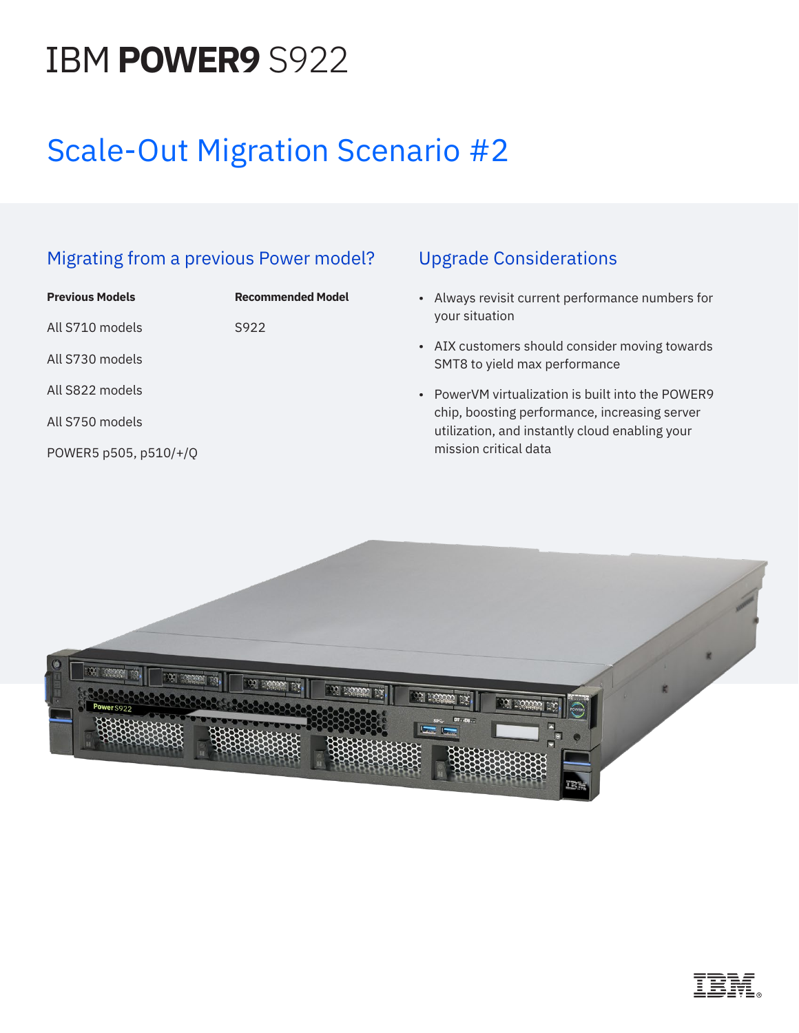# IBM **POWER9** S922

## Scale-Out Migration Scenario #2

### Migrating from a previous Power model?

| Previous Models | Recommended Model |
|---|---|
| All S710 models | S922 |
| All S730 models | |
| All S822 models | |
| All S750 models | |
| POWER5 p505, p510/+/Q | |

### Upgrade Considerations

- Always revisit current performance numbers for your situation
- AIX customers should consider moving towards SMT8 to yield max performance
- PowerVM virtualization is built into the POWER9 chip, boosting performance, increasing server utilization, and instantly cloud enabling your mission critical data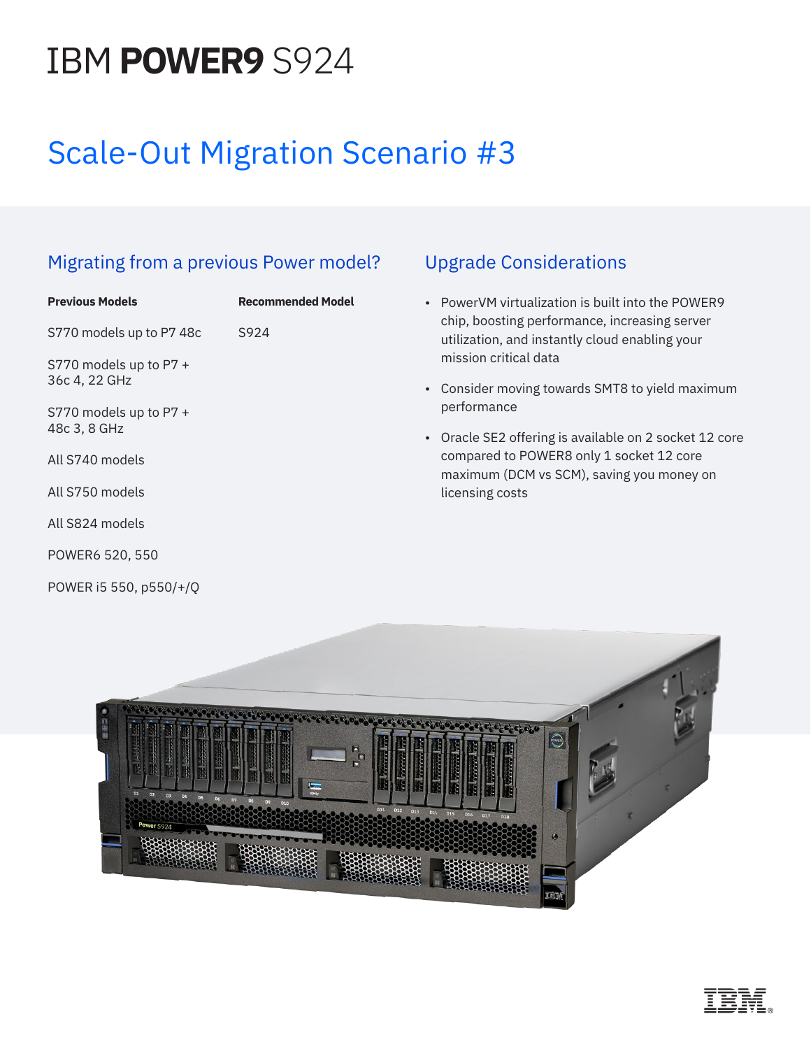# IBM **POWER9** S924

## Scale-Out Migration Scenario #3

### Migrating from a previous Power model?

| Previous Models | Recommended Model |
|---|---|
| S770 models up to P7 48c | S924 |
| S770 models up to P7 + 36c 4, 22 GHz | |
| S770 models up to P7 + 48c 3, 8 GHz | |
| All S740 models | |
| All S750 models | |
| All S824 models | |
| POWER6 520, 550 | |
| POWER i5 550, p550/+/Q | |

### Upgrade Considerations

- PowerVM virtualization is built into the POWER9 chip, boosting performance, increasing server utilization, and instantly cloud enabling your mission critical data
- Consider moving towards SMT8 to yield maximum performance
- Oracle SE2 offering is available on 2 socket 12 core compared to POWER8 only 1 socket 12 core maximum (DCM vs SCM), saving you money on licensing costs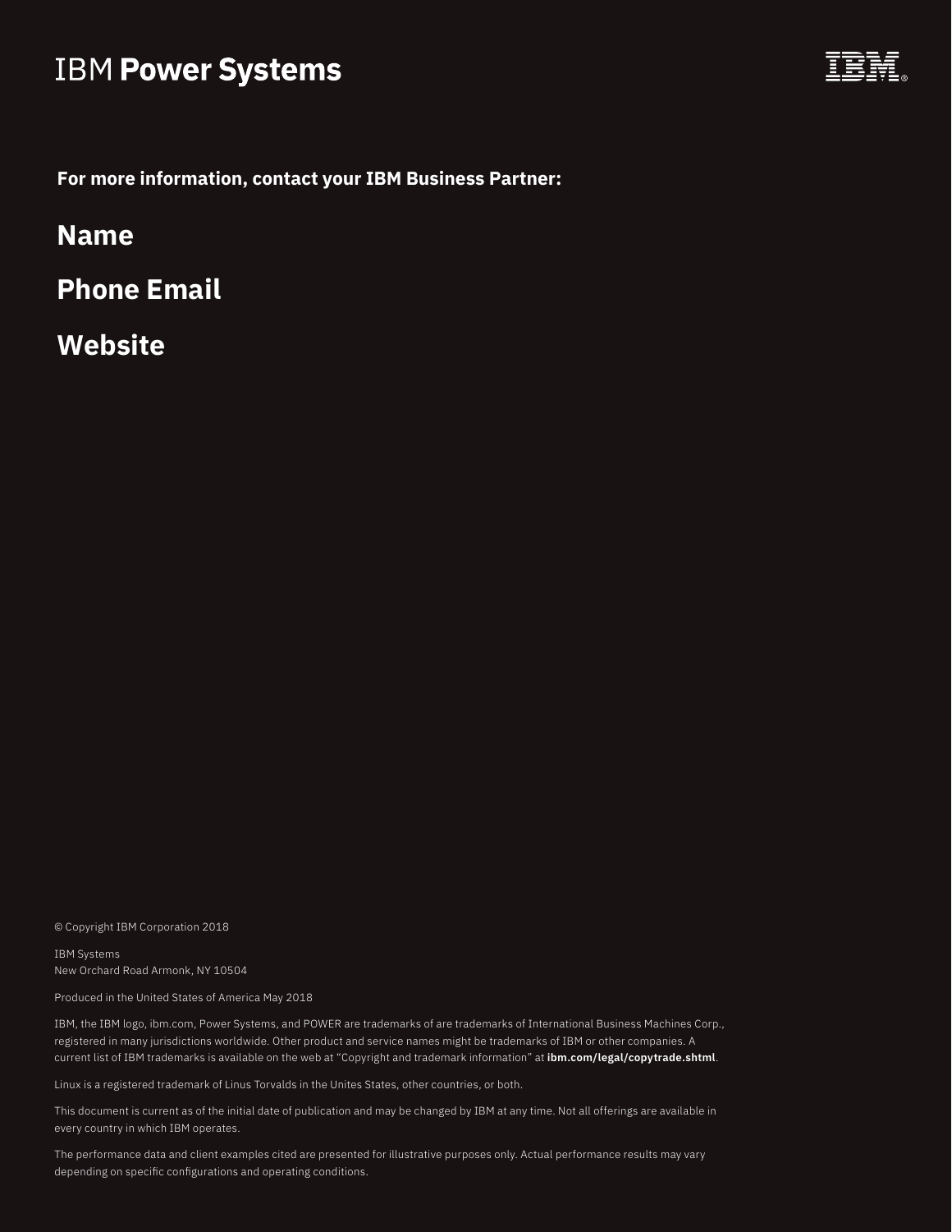# IBM **Power Systems**

**For more information, contact your IBM Business Partner:**

## Name

## Phone Email

## Website

© Copyright IBM Corporation 2018

IBM Systems
New Orchard Road Armonk, NY 10504

Produced in the United States of America May 2018

IBM, the IBM logo, ibm.com, Power Systems, and POWER are trademarks of are trademarks of International Business Machines Corp., registered in many jurisdictions worldwide. Other product and service names might be trademarks of IBM or other companies. A current list of IBM trademarks is available on the web at "Copyright and trademark information" at **ibm.com/legal/copytrade.shtml**.

Linux is a registered trademark of Linus Torvalds in the Unites States, other countries, or both.

This document is current as of the initial date of publication and may be changed by IBM at any time. Not all offerings are available in every country in which IBM operates.

The performance data and client examples cited are presented for illustrative purposes only. Actual performance results may vary depending on specific configurations and operating conditions.